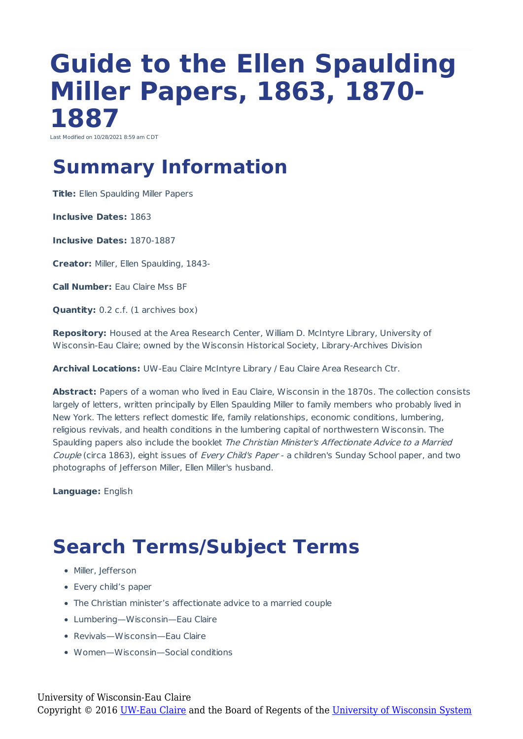# Guide to the Ellen Spaulding Miller Papers, 1863, 1870-1887

Last Modified on 10/28/2021 8:59 am CDT

## Summary Information

**Title:** Ellen Spaulding Miller Papers

**Inclusive Dates:** 1863

**Inclusive Dates:** 1870-1887

**Creator:** Miller, Ellen Spaulding, 1843-

**Call Number:** Eau Claire Mss BF

**Quantity:** 0.2 c.f. (1 archives box)

**Repository:** Housed at the Area Research Center, William D. McIntyre Library, University of Wisconsin-Eau Claire; owned by the Wisconsin Historical Society, Library-Archives Division

**Archival Locations:** UW-Eau Claire McIntyre Library / Eau Claire Area Research Ctr.

**Abstract:** Papers of a woman who lived in Eau Claire, Wisconsin in the 1870s. The collection consists largely of letters, written principally by Ellen Spaulding Miller to family members who probably lived in New York. The letters reflect domestic life, family relationships, economic conditions, lumbering, religious revivals, and health conditions in the lumbering capital of northwestern Wisconsin. The Spaulding papers also include the booklet *The Christian Minister's Affectionate Advice to a Married Couple* (circa 1863), eight issues of *Every Child's Paper* - a children's Sunday School paper, and two photographs of Jefferson Miller, Ellen Miller's husband.

**Language:** English

## Search Terms/Subject Terms

- Miller, Jefferson
- Every child's paper
- The Christian minister's affectionate advice to a married couple
- Lumbering—Wisconsin—Eau Claire
- Revivals—Wisconsin—Eau Claire
- Women—Wisconsin—Social conditions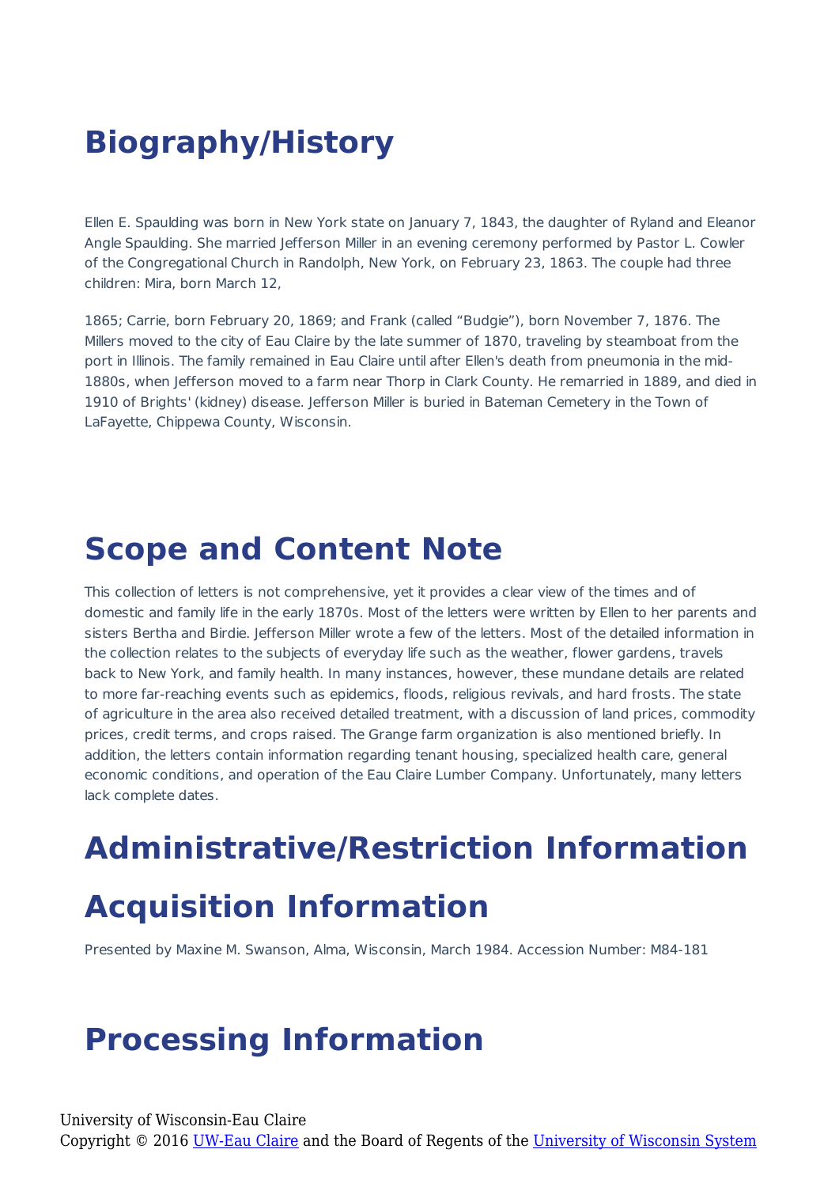# Biography/History

Ellen E. Spaulding was born in New York state on January 7, 1843, the daughter of Ryland and Eleanor Angle Spaulding. She married Jefferson Miller in an evening ceremony performed by Pastor L. Cowler of the Congregational Church in Randolph, New York, on February 23, 1863. The couple had three children: Mira, born March 12,

1865; Carrie, born February 20, 1869; and Frank (called "Budgie"), born November 7, 1876. The Millers moved to the city of Eau Claire by the late summer of 1870, traveling by steamboat from the port in Illinois. The family remained in Eau Claire until after Ellen's death from pneumonia in the mid-1880s, when Jefferson moved to a farm near Thorp in Clark County. He remarried in 1889, and died in 1910 of Brights' (kidney) disease. Jefferson Miller is buried in Bateman Cemetery in the Town of LaFayette, Chippewa County, Wisconsin.

# Scope and Content Note

This collection of letters is not comprehensive, yet it provides a clear view of the times and of domestic and family life in the early 1870s. Most of the letters were written by Ellen to her parents and sisters Bertha and Birdie. Jefferson Miller wrote a few of the letters. Most of the detailed information in the collection relates to the subjects of everyday life such as the weather, flower gardens, travels back to New York, and family health. In many instances, however, these mundane details are related to more far-reaching events such as epidemics, floods, religious revivals, and hard frosts. The state of agriculture in the area also received detailed treatment, with a discussion of land prices, commodity prices, credit terms, and crops raised. The Grange farm organization is also mentioned briefly. In addition, the letters contain information regarding tenant housing, specialized health care, general economic conditions, and operation of the Eau Claire Lumber Company. Unfortunately, many letters lack complete dates.

# Administrative/Restriction Information

# Acquisition Information

Presented by Maxine M. Swanson, Alma, Wisconsin, March 1984. Accession Number: M84-181

# Processing Information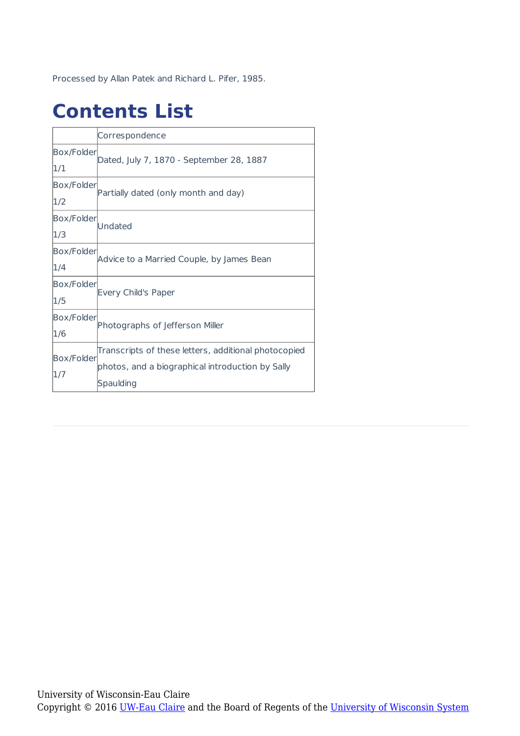Processed by Allan Patek and Richard L. Pifer, 1985.

# Contents List

| | Correspondence |
|---|---|
| Box/Folder 1/1 | Dated, July 7, 1870 - September 28, 1887 |
| Box/Folder 1/2 | Partially dated (only month and day) |
| Box/Folder 1/3 | Undated |
| Box/Folder 1/4 | Advice to a Married Couple, by James Bean |
| Box/Folder 1/5 | Every Child's Paper |
| Box/Folder 1/6 | Photographs of Jefferson Miller |
| Box/Folder 1/7 | Transcripts of these letters, additional photocopied photos, and a biographical introduction by Sally Spaulding |

University of Wisconsin-Eau Claire
Copyright © 2016 UW-Eau Claire and the Board of Regents of the University of Wisconsin System